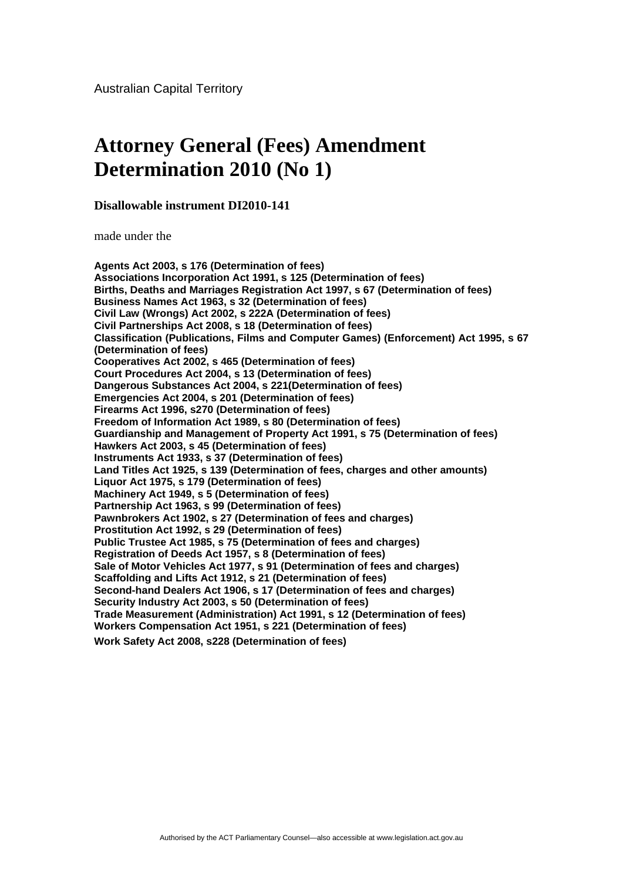Australian Capital Territory

# Attorney General (Fees) Amendment Determination 2010 (No 1)

**Disallowable instrument DI2010-141**

made under the

**Agents Act 2003, s 176 (Determination of fees)**
**Associations Incorporation Act 1991, s 125 (Determination of fees)**
**Births, Deaths and Marriages Registration Act 1997, s 67 (Determination of fees)**
**Business Names Act 1963, s 32 (Determination of fees)**
**Civil Law (Wrongs) Act 2002, s 222A (Determination of fees)**
**Civil Partnerships Act 2008, s 18 (Determination of fees)**
**Classification (Publications, Films and Computer Games) (Enforcement) Act 1995, s 67 (Determination of fees)**
**Cooperatives Act 2002, s 465 (Determination of fees)**
**Court Procedures Act 2004, s 13 (Determination of fees)**
**Dangerous Substances Act 2004, s 221(Determination of fees)**
**Emergencies Act 2004, s 201 (Determination of fees)**
**Firearms Act 1996, s270 (Determination of fees)**
**Freedom of Information Act 1989, s 80 (Determination of fees)**
**Guardianship and Management of Property Act 1991, s 75 (Determination of fees)**
**Hawkers Act 2003, s 45 (Determination of fees)**
**Instruments Act 1933, s 37 (Determination of fees)**
**Land Titles Act 1925, s 139 (Determination of fees, charges and other amounts)**
**Liquor Act 1975, s 179 (Determination of fees)**
**Machinery Act 1949, s 5 (Determination of fees)**
**Partnership Act 1963, s 99 (Determination of fees)**
**Pawnbrokers Act 1902, s 27 (Determination of fees and charges)**
**Prostitution Act 1992, s 29 (Determination of fees)**
**Public Trustee Act 1985, s 75 (Determination of fees and charges)**
**Registration of Deeds Act 1957, s 8 (Determination of fees)**
**Sale of Motor Vehicles Act 1977, s 91 (Determination of fees and charges)**
**Scaffolding and Lifts Act 1912, s 21 (Determination of fees)**
**Second-hand Dealers Act 1906, s 17 (Determination of fees and charges)**
**Security Industry Act 2003, s 50 (Determination of fees)**
**Trade Measurement (Administration) Act 1991, s 12 (Determination of fees)**
**Workers Compensation Act 1951, s 221 (Determination of fees)**
**Work Safety Act 2008, s228 (Determination of fees)**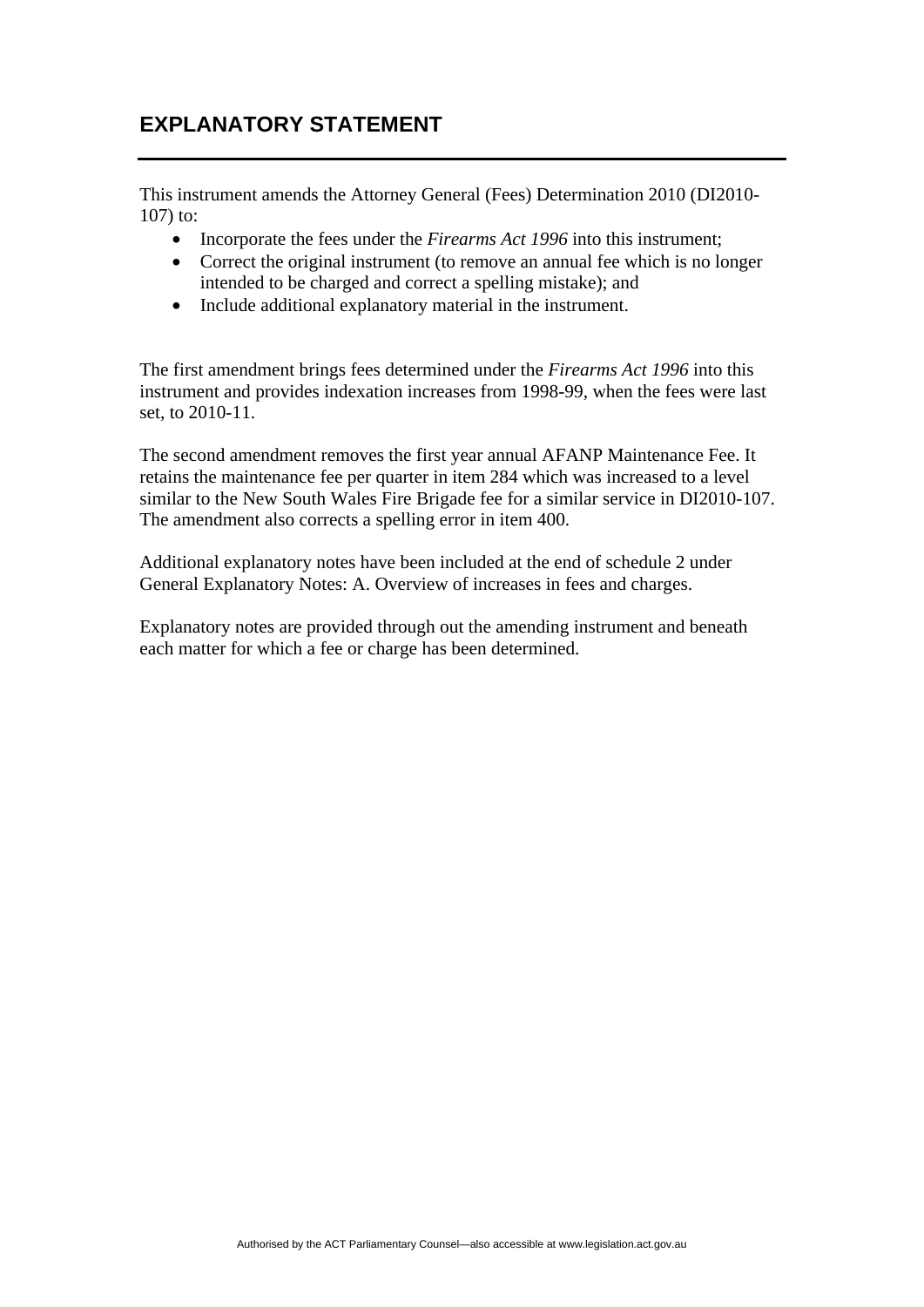## EXPLANATORY STATEMENT

This instrument amends the Attorney General (Fees) Determination 2010 (DI2010-107) to:

- Incorporate the fees under the *Firearms Act 1996* into this instrument;
- Correct the original instrument (to remove an annual fee which is no longer intended to be charged and correct a spelling mistake); and
- Include additional explanatory material in the instrument.

The first amendment brings fees determined under the *Firearms Act 1996* into this instrument and provides indexation increases from 1998-99, when the fees were last set, to 2010-11.

The second amendment removes the first year annual AFANP Maintenance Fee. It retains the maintenance fee per quarter in item 284 which was increased to a level similar to the New South Wales Fire Brigade fee for a similar service in DI2010-107. The amendment also corrects a spelling error in item 400.

Additional explanatory notes have been included at the end of schedule 2 under General Explanatory Notes: A. Overview of increases in fees and charges.

Explanatory notes are provided through out the amending instrument and beneath each matter for which a fee or charge has been determined.